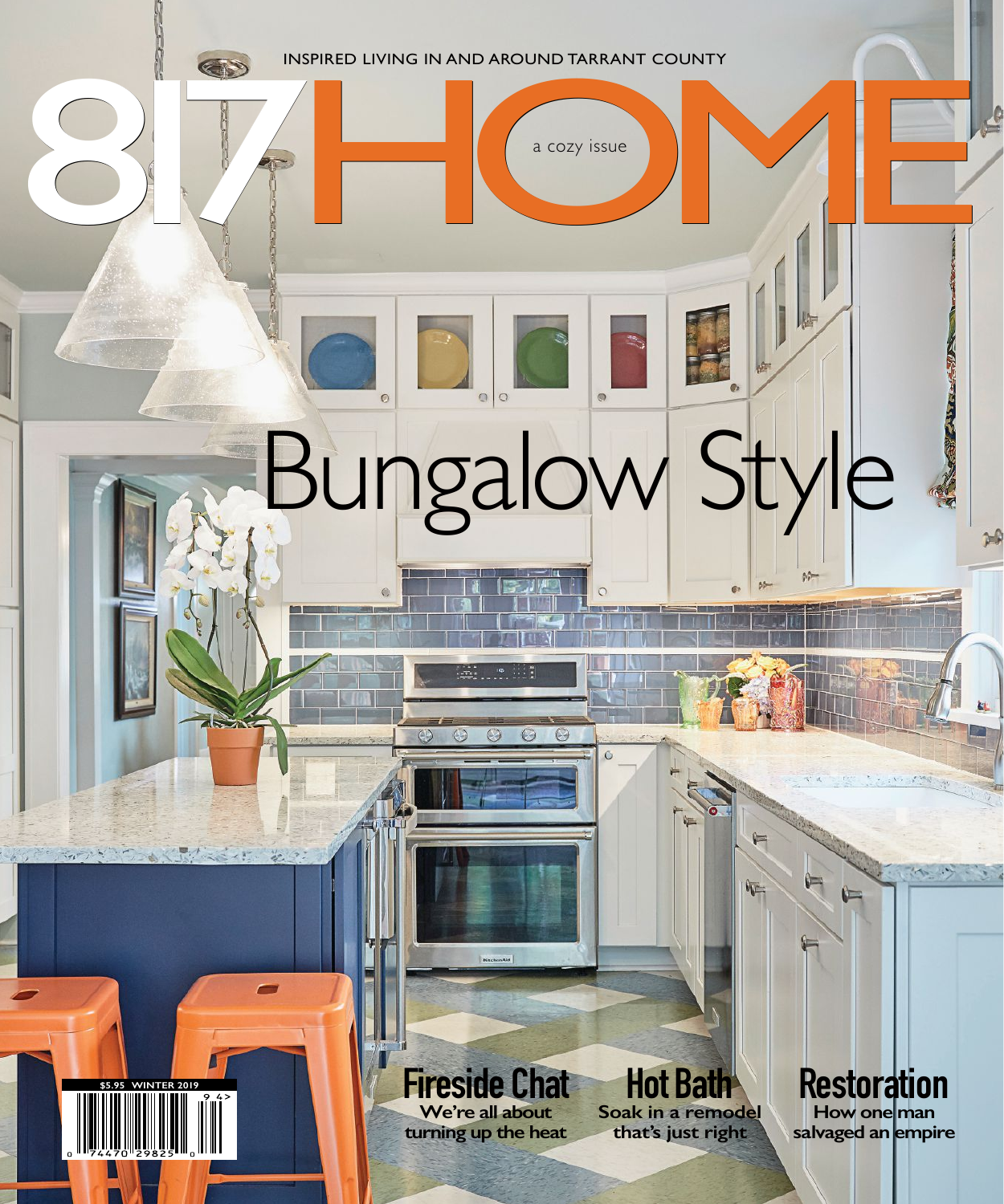INSPIRED LIVING IN AND AROUND TARRANT COUNTY

# 817HOME

a cozy issue

# Bungalow Style

## Fireside Chat

We're all about turning up the heat

## Hot Bath

Soak in a remodel that's just right

## Restoration

How one man salvaged an empire

$5.95 WINTER 2019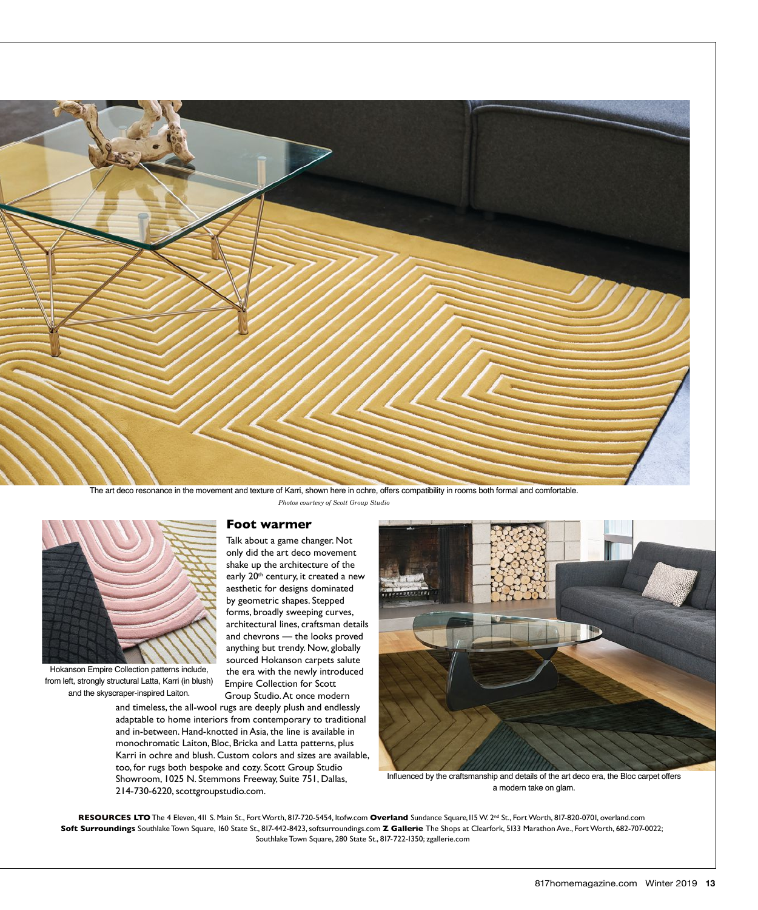The art deco resonance in the movement and texture of Karri, shown here in ochre, offers compatibility in rooms both formal and comfortable.

*Photos courtesy of Scott Group Studio*

Hokanson Empire Collection patterns include, from left, strongly structural Latta, Karri (in blush) and the skyscraper-inspired Laiton.

## Foot warmer

Talk about a game changer. Not only did the art deco movement shake up the architecture of the early 20th century, it created a new aesthetic for designs dominated by geometric shapes. Stepped forms, broadly sweeping curves, architectural lines, craftsman details and chevrons — the looks proved anything but trendy. Now, globally sourced Hokanson carpets salute the era with the newly introduced Empire Collection for Scott Group Studio. At once modern and timeless, the all-wool rugs are deeply plush and endlessly adaptable to home interiors from contemporary to traditional and in-between. Hand-knotted in Asia, the line is available in monochromatic Laiton, Bloc, Bricka and Latta patterns, plus Karri in ochre and blush. Custom colors and sizes are available, too, for rugs both bespoke and cozy. Scott Group Studio Showroom, 1025 N. Stemmons Freeway, Suite 751, Dallas, 214-730-6220, scottgroupstudio.com.

Influenced by the craftsmanship and details of the art deco era, the Bloc carpet offers a modern take on glam.

**RESOURCES LTO** The 4 Eleven, 411 S. Main St., Fort Worth, 817-720-5454, ltofw.com **Overland** Sundance Square, 115 W. 2nd St., Fort Worth, 817-820-0701, overland.com **Soft Surroundings** Southlake Town Square, 160 State St., 817-442-8423, softsurroundings.com **Z Gallerie** The Shops at Clearfork, 5133 Marathon Ave., Fort Worth, 682-707-0022; Southlake Town Square, 280 State St., 817-722-1350; zgallerie.com